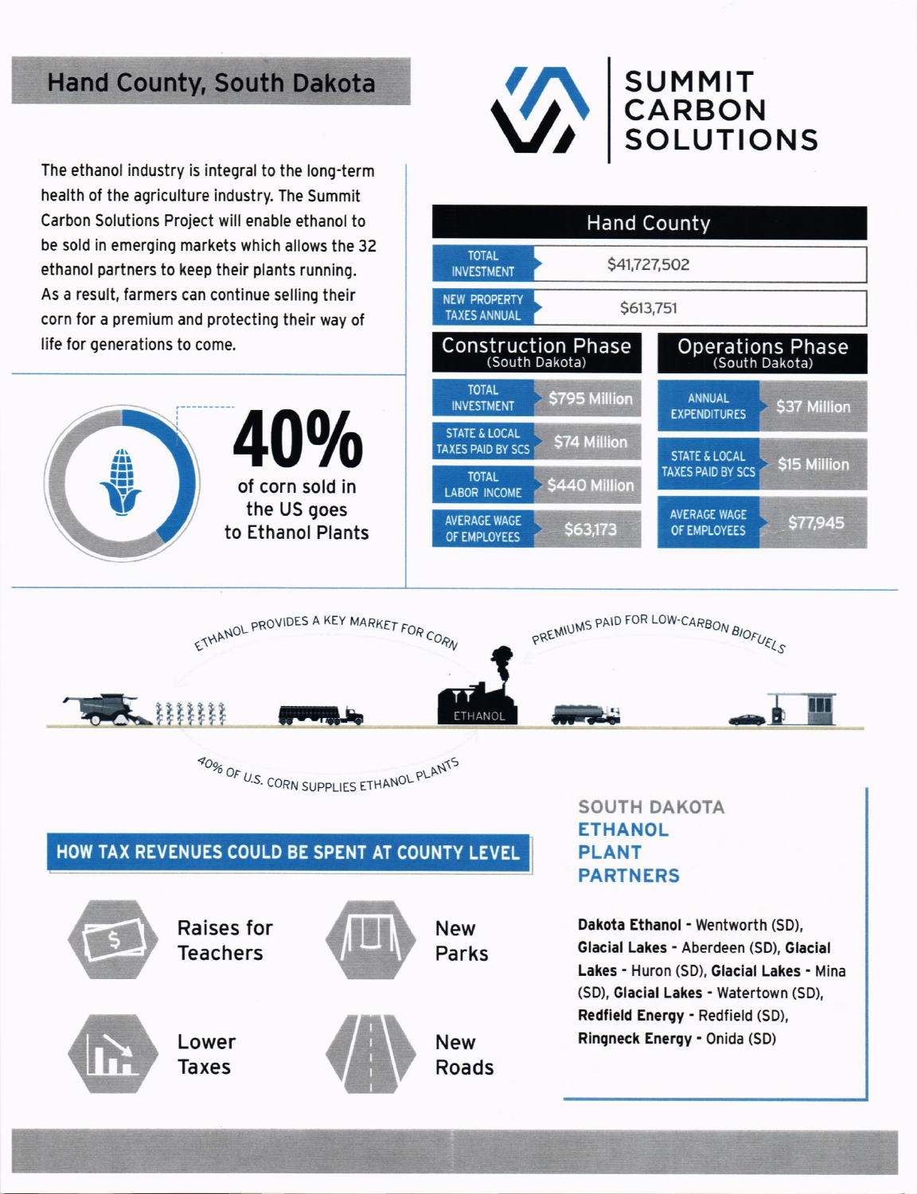# Hand County, South Dakota

**SUMMIT CARBON SOLUTIONS**

The ethanol industry is integral to the long-term health of the agriculture industry. The Summit Carbon Solutions Project will enable ethanol to be sold in emerging markets which allows the 32 ethanol partners to keep their plants running. As a result, farmers can continue selling their corn for a premium and protecting their way of life for generations to come.

**40%** of corn sold in the US goes to Ethanol Plants

## Hand County

| | |
|---|---|
| TOTAL INVESTMENT | $41,727,502 |
| NEW PROPERTY TAXES ANNUAL | $613,751 |

### Construction Phase (South Dakota)

| | |
|---|---|
| TOTAL INVESTMENT | $795 Million |
| STATE & LOCAL TAXES PAID BY SCS | $74 Million |
| TOTAL LABOR INCOME | $440 Million |
| AVERAGE WAGE OF EMPLOYEES | $63,173 |

### Operations Phase (South Dakota)

| | |
|---|---|
| ANNUAL EXPENDITURES | $37 Million |
| STATE & LOCAL TAXES PAID BY SCS | $15 Million |
| AVERAGE WAGE OF EMPLOYEES | $77,945 |

ETHANOL PROVIDES A KEY MARKET FOR CORN

PREMIUMS PAID FOR LOW-CARBON BIOFUELS

ETHANOL

40% OF U.S. CORN SUPPLIES ETHANOL PLANTS

## HOW TAX REVENUES COULD BE SPENT AT COUNTY LEVEL

- Raises for Teachers
- New Parks
- Lower Taxes
- New Roads

## SOUTH DAKOTA ETHANOL PLANT PARTNERS

**Dakota Ethanol** - Wentworth (SD), **Glacial Lakes** - Aberdeen (SD), **Glacial Lakes** - Huron (SD), **Glacial Lakes** - Mina (SD), **Glacial Lakes** - Watertown (SD), **Redfield Energy** - Redfield (SD), **Ringneck Energy** - Onida (SD)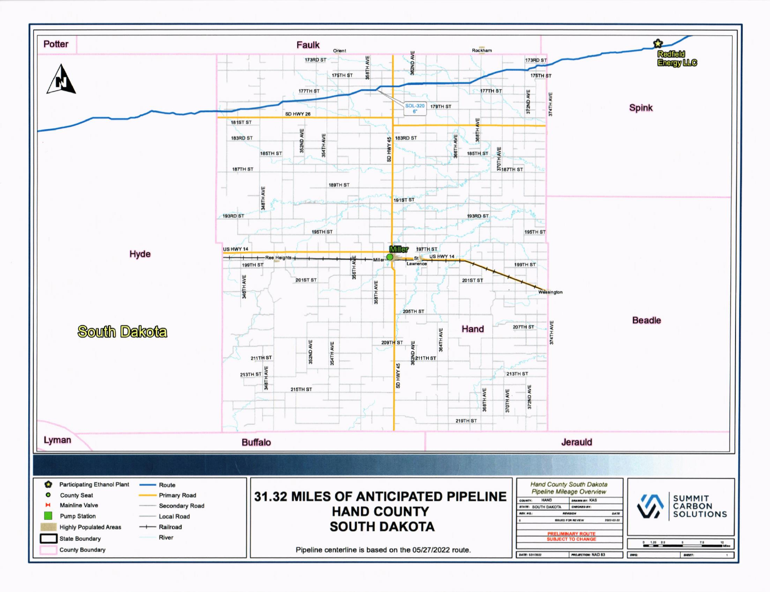Potter

Faulk

Spink

Hyde

South Dakota

Hand

Beadle

Lyman

Buffalo

Jerauld

Redfield Energy LLC

Miller

SDL-320
6"

Participating Ethanol Plant
County Seat
Mainline Valve
Pump Station
Highly Populated Areas
State Boundary
County Boundary
Route
Primary Road
Secondary Road
Local Road
Railroad
River

# 31.32 MILES OF ANTICIPATED PIPELINE HAND COUNTY SOUTH DAKOTA

Pipeline centerline is based on the 05/27/2022 route.

*Hand County South Dakota Pipeline Mileage Overview*

COUNTY: HAND
DRAWN BY: KAS
STATE: SOUTH DAKOTA
CHECKED BY:

| REV. NO. | REVISION | DATE |
| --- | --- | --- |
| 0 | ISSUED FOR REVIEW | 2022-02-22 |

PRELIMINARY ROUTE SUBJECT TO CHANGE

DATE: 5/31/2022
PROJECTION: NAD 83

SUMMIT CARBON SOLUTIONS

0 1.25 2.5 5 7.5 10 Miles

DWG:
SHEET: 1